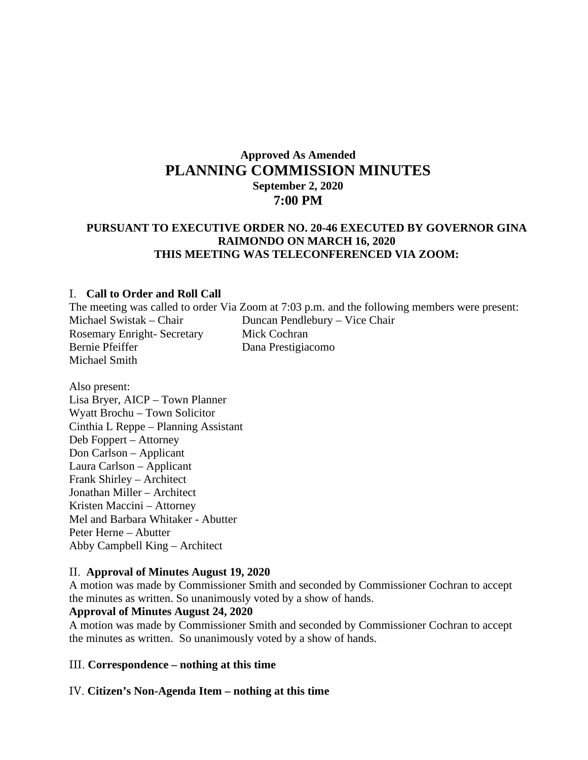**Approved As Amended**

# PLANNING COMMISSION MINUTES

**September 2, 2020**

**7:00 PM**

**PURSUANT TO EXECUTIVE ORDER NO. 20-46 EXECUTED BY GOVERNOR GINA RAIMONDO ON MARCH 16, 2020 THIS MEETING WAS TELECONFERENCED VIA ZOOM:**

## I. Call to Order and Roll Call

The meeting was called to order Via Zoom at 7:03 p.m. and the following members were present:

Michael Swistak – Chair
Duncan Pendlebury – Vice Chair
Rosemary Enright- Secretary
Mick Cochran
Bernie Pfeiffer
Dana Prestigiacomo
Michael Smith

Also present:
Lisa Bryer, AICP – Town Planner
Wyatt Brochu – Town Solicitor
Cinthia L Reppe – Planning Assistant
Deb Foppert – Attorney
Don Carlson – Applicant
Laura Carlson – Applicant
Frank Shirley – Architect
Jonathan Miller – Architect
Kristen Maccini – Attorney
Mel and Barbara Whitaker - Abutter
Peter Herne – Abutter
Abby Campbell King – Architect

## II. Approval of Minutes August 19, 2020

A motion was made by Commissioner Smith and seconded by Commissioner Cochran to accept the minutes as written. So unanimously voted by a show of hands.

**Approval of Minutes August 24, 2020**

A motion was made by Commissioner Smith and seconded by Commissioner Cochran to accept the minutes as written. So unanimously voted by a show of hands.

## III. Correspondence – nothing at this time

## IV. Citizen's Non-Agenda Item – nothing at this time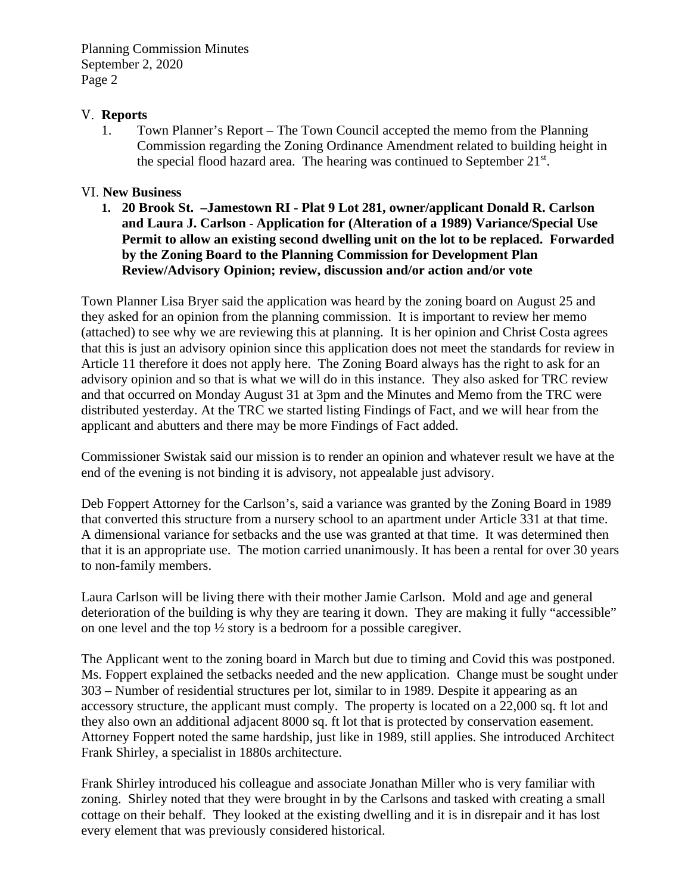## V. Reports

1. Town Planner's Report – The Town Council accepted the memo from the Planning Commission regarding the Zoning Ordinance Amendment related to building height in the special flood hazard area. The hearing was continued to September 21st.

## VI. New Business

1. **20 Brook St. –Jamestown RI - Plat 9 Lot 281, owner/applicant Donald R. Carlson and Laura J. Carlson - Application for (Alteration of a 1989) Variance/Special Use Permit to allow an existing second dwelling unit on the lot to be replaced. Forwarded by the Zoning Board to the Planning Commission for Development Plan Review/Advisory Opinion; review, discussion and/or action and/or vote**

Town Planner Lisa Bryer said the application was heard by the zoning board on August 25 and they asked for an opinion from the planning commission. It is important to review her memo (attached) to see why we are reviewing this at planning. It is her opinion and Chris Costa agrees that this is just an advisory opinion since this application does not meet the standards for review in Article 11 therefore it does not apply here. The Zoning Board always has the right to ask for an advisory opinion and so that is what we will do in this instance. They also asked for TRC review and that occurred on Monday August 31 at 3pm and the Minutes and Memo from the TRC were distributed yesterday. At the TRC we started listing Findings of Fact, and we will hear from the applicant and abutters and there may be more Findings of Fact added.

Commissioner Swistak said our mission is to render an opinion and whatever result we have at the end of the evening is not binding it is advisory, not appealable just advisory.

Deb Foppert Attorney for the Carlson's, said a variance was granted by the Zoning Board in 1989 that converted this structure from a nursery school to an apartment under Article 331 at that time. A dimensional variance for setbacks and the use was granted at that time. It was determined then that it is an appropriate use. The motion carried unanimously. It has been a rental for over 30 years to non-family members.

Laura Carlson will be living there with their mother Jamie Carlson. Mold and age and general deterioration of the building is why they are tearing it down. They are making it fully "accessible" on one level and the top ½ story is a bedroom for a possible caregiver.

The Applicant went to the zoning board in March but due to timing and Covid this was postponed. Ms. Foppert explained the setbacks needed and the new application. Change must be sought under 303 – Number of residential structures per lot, similar to in 1989. Despite it appearing as an accessory structure, the applicant must comply. The property is located on a 22,000 sq. ft lot and they also own an additional adjacent 8000 sq. ft lot that is protected by conservation easement. Attorney Foppert noted the same hardship, just like in 1989, still applies. She introduced Architect Frank Shirley, a specialist in 1880s architecture.

Frank Shirley introduced his colleague and associate Jonathan Miller who is very familiar with zoning. Shirley noted that they were brought in by the Carlsons and tasked with creating a small cottage on their behalf. They looked at the existing dwelling and it is in disrepair and it has lost every element that was previously considered historical.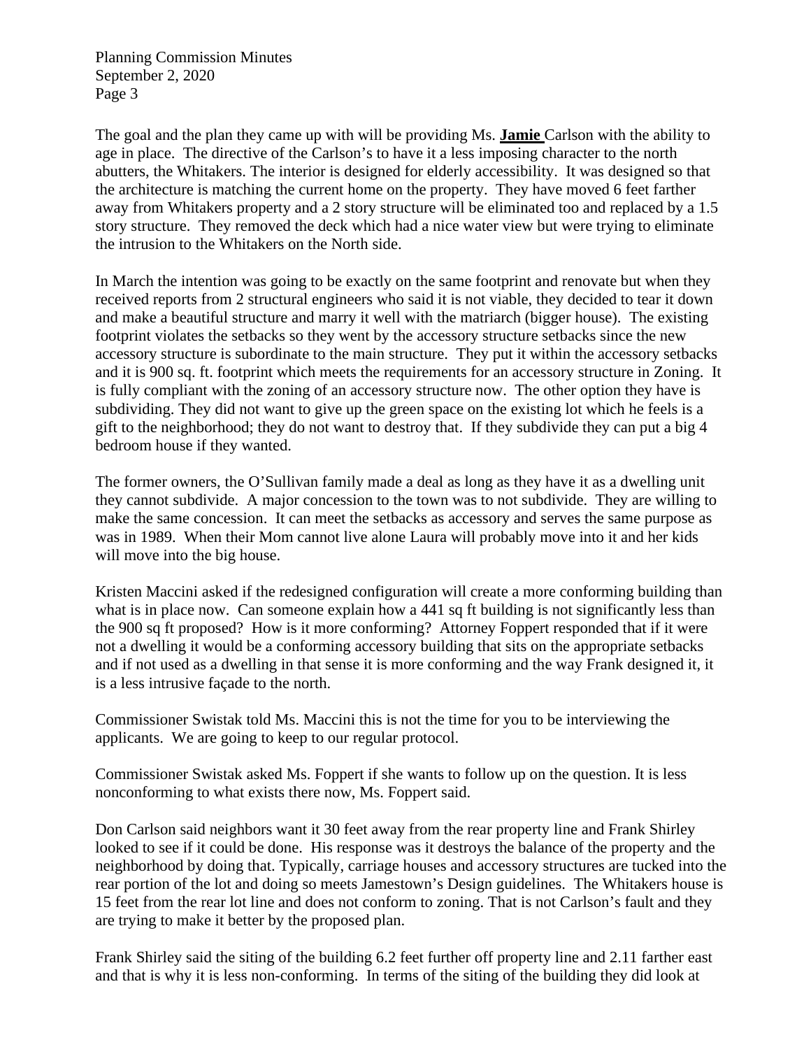The goal and the plan they came up with will be providing Ms. **Jamie** Carlson with the ability to age in place. The directive of the Carlson's to have it a less imposing character to the north abutters, the Whitakers. The interior is designed for elderly accessibility. It was designed so that the architecture is matching the current home on the property. They have moved 6 feet farther away from Whitakers property and a 2 story structure will be eliminated too and replaced by a 1.5 story structure. They removed the deck which had a nice water view but were trying to eliminate the intrusion to the Whitakers on the North side.

In March the intention was going to be exactly on the same footprint and renovate but when they received reports from 2 structural engineers who said it is not viable, they decided to tear it down and make a beautiful structure and marry it well with the matriarch (bigger house). The existing footprint violates the setbacks so they went by the accessory structure setbacks since the new accessory structure is subordinate to the main structure. They put it within the accessory setbacks and it is 900 sq. ft. footprint which meets the requirements for an accessory structure in Zoning. It is fully compliant with the zoning of an accessory structure now. The other option they have is subdividing. They did not want to give up the green space on the existing lot which he feels is a gift to the neighborhood; they do not want to destroy that. If they subdivide they can put a big 4 bedroom house if they wanted.

The former owners, the O'Sullivan family made a deal as long as they have it as a dwelling unit they cannot subdivide. A major concession to the town was to not subdivide. They are willing to make the same concession. It can meet the setbacks as accessory and serves the same purpose as was in 1989. When their Mom cannot live alone Laura will probably move into it and her kids will move into the big house.

Kristen Maccini asked if the redesigned configuration will create a more conforming building than what is in place now. Can someone explain how a 441 sq ft building is not significantly less than the 900 sq ft proposed? How is it more conforming? Attorney Foppert responded that if it were not a dwelling it would be a conforming accessory building that sits on the appropriate setbacks and if not used as a dwelling in that sense it is more conforming and the way Frank designed it, it is a less intrusive façade to the north.

Commissioner Swistak told Ms. Maccini this is not the time for you to be interviewing the applicants. We are going to keep to our regular protocol.

Commissioner Swistak asked Ms. Foppert if she wants to follow up on the question. It is less nonconforming to what exists there now, Ms. Foppert said.

Don Carlson said neighbors want it 30 feet away from the rear property line and Frank Shirley looked to see if it could be done. His response was it destroys the balance of the property and the neighborhood by doing that. Typically, carriage houses and accessory structures are tucked into the rear portion of the lot and doing so meets Jamestown's Design guidelines. The Whitakers house is 15 feet from the rear lot line and does not conform to zoning. That is not Carlson's fault and they are trying to make it better by the proposed plan.

Frank Shirley said the siting of the building 6.2 feet further off property line and 2.11 farther east and that is why it is less non-conforming. In terms of the siting of the building they did look at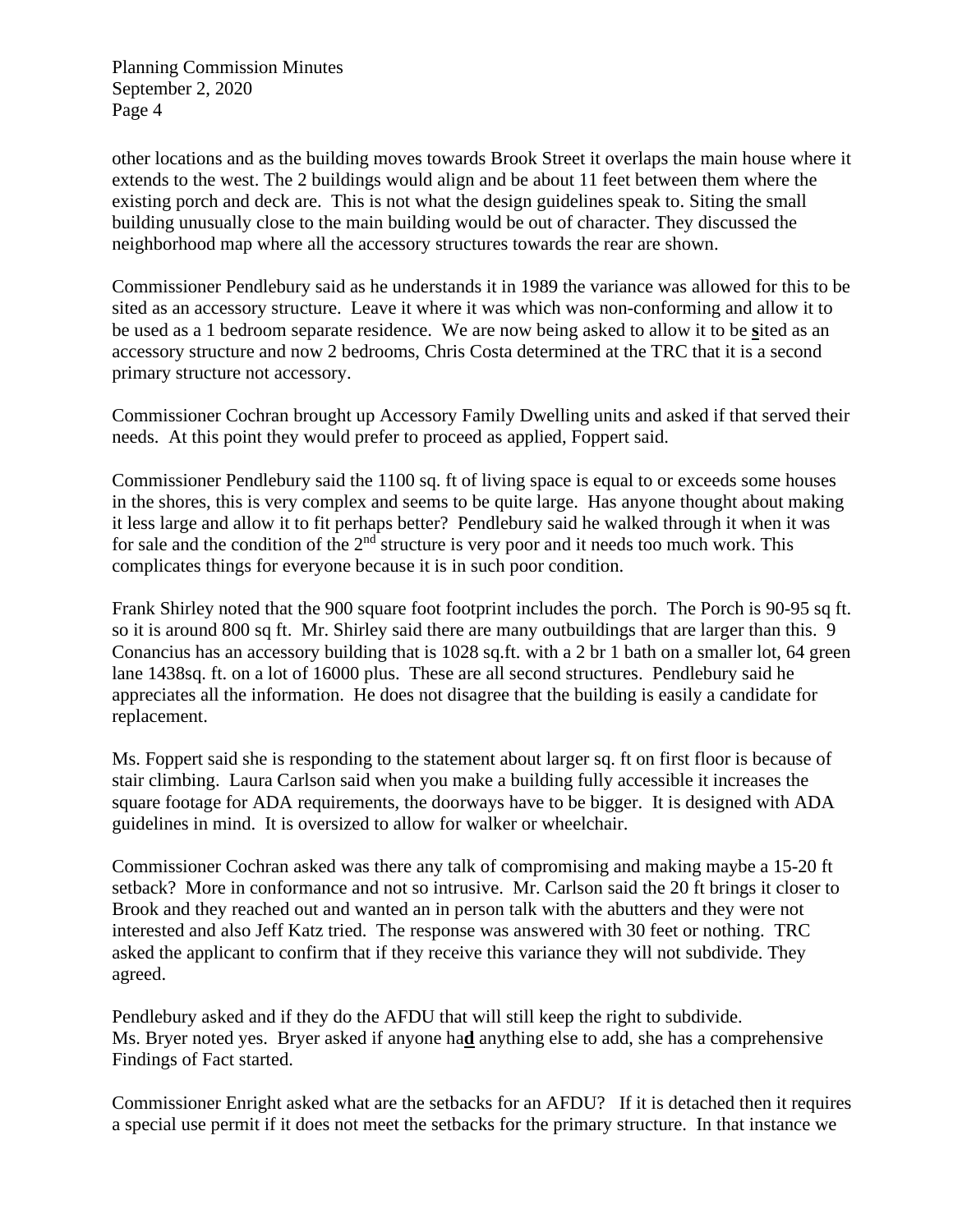other locations and as the building moves towards Brook Street it overlaps the main house where it extends to the west. The 2 buildings would align and be about 11 feet between them where the existing porch and deck are. This is not what the design guidelines speak to. Siting the small building unusually close to the main building would be out of character. They discussed the neighborhood map where all the accessory structures towards the rear are shown.

Commissioner Pendlebury said as he understands it in 1989 the variance was allowed for this to be sited as an accessory structure. Leave it where it was which was non-conforming and allow it to be used as a 1 bedroom separate residence. We are now being asked to allow it to be **s**ited as an accessory structure and now 2 bedrooms, Chris Costa determined at the TRC that it is a second primary structure not accessory.

Commissioner Cochran brought up Accessory Family Dwelling units and asked if that served their needs. At this point they would prefer to proceed as applied, Foppert said.

Commissioner Pendlebury said the 1100 sq. ft of living space is equal to or exceeds some houses in the shores, this is very complex and seems to be quite large. Has anyone thought about making it less large and allow it to fit perhaps better? Pendlebury said he walked through it when it was for sale and the condition of the 2nd structure is very poor and it needs too much work. This complicates things for everyone because it is in such poor condition.

Frank Shirley noted that the 900 square foot footprint includes the porch. The Porch is 90-95 sq ft. so it is around 800 sq ft. Mr. Shirley said there are many outbuildings that are larger than this. 9 Conancius has an accessory building that is 1028 sq.ft. with a 2 br 1 bath on a smaller lot, 64 green lane 1438sq. ft. on a lot of 16000 plus. These are all second structures. Pendlebury said he appreciates all the information. He does not disagree that the building is easily a candidate for replacement.

Ms. Foppert said she is responding to the statement about larger sq. ft on first floor is because of stair climbing. Laura Carlson said when you make a building fully accessible it increases the square footage for ADA requirements, the doorways have to be bigger. It is designed with ADA guidelines in mind. It is oversized to allow for walker or wheelchair.

Commissioner Cochran asked was there any talk of compromising and making maybe a 15-20 ft setback? More in conformance and not so intrusive. Mr. Carlson said the 20 ft brings it closer to Brook and they reached out and wanted an in person talk with the abutters and they were not interested and also Jeff Katz tried. The response was answered with 30 feet or nothing. TRC asked the applicant to confirm that if they receive this variance they will not subdivide. They agreed.

Pendlebury asked and if they do the AFDU that will still keep the right to subdivide.
Ms. Bryer noted yes. Bryer asked if anyone ha**d** anything else to add, she has a comprehensive Findings of Fact started.

Commissioner Enright asked what are the setbacks for an AFDU? If it is detached then it requires a special use permit if it does not meet the setbacks for the primary structure. In that instance we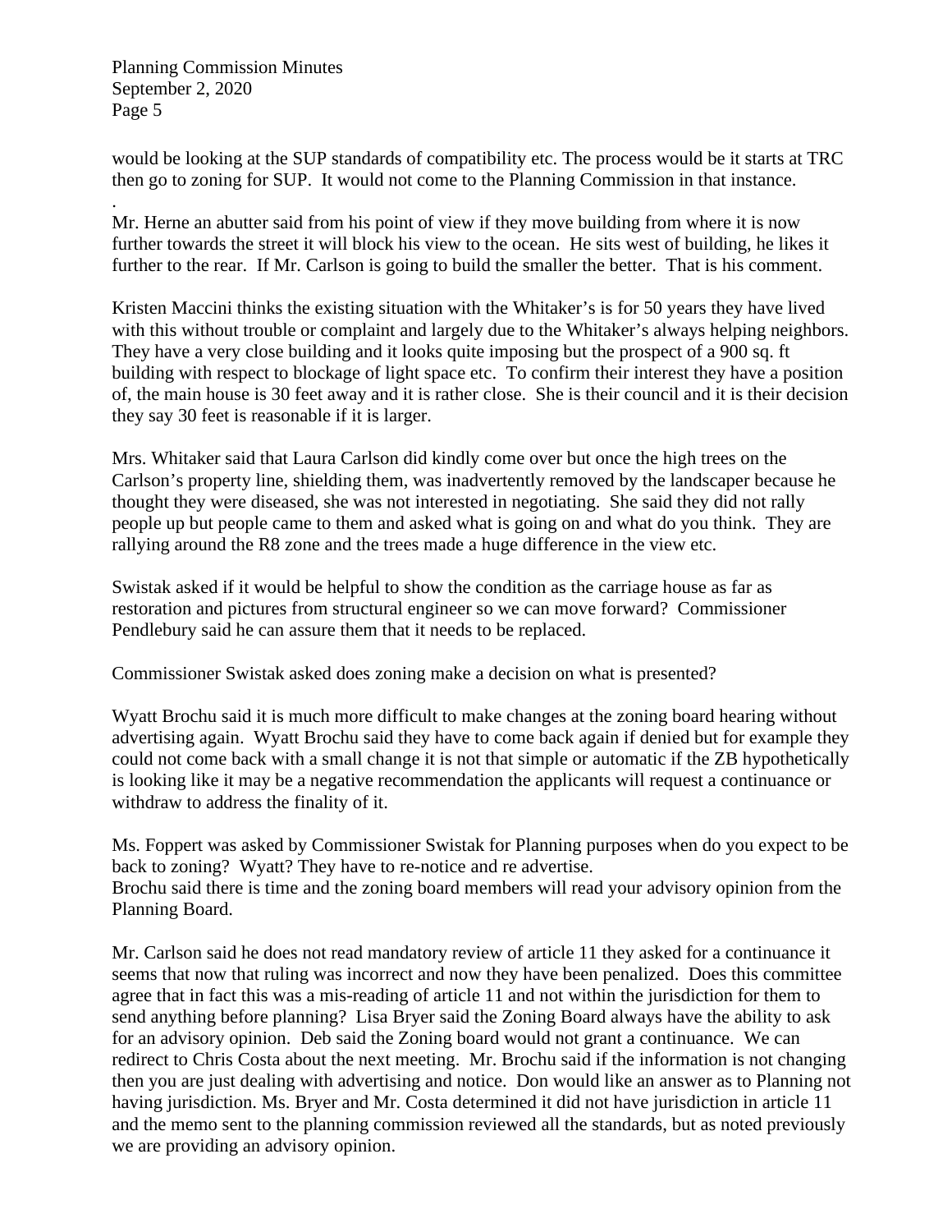would be looking at the SUP standards of compatibility etc. The process would be it starts at TRC then go to zoning for SUP. It would not come to the Planning Commission in that instance.
.

Mr. Herne an abutter said from his point of view if they move building from where it is now further towards the street it will block his view to the ocean. He sits west of building, he likes it further to the rear. If Mr. Carlson is going to build the smaller the better. That is his comment.

Kristen Maccini thinks the existing situation with the Whitaker's is for 50 years they have lived with this without trouble or complaint and largely due to the Whitaker's always helping neighbors. They have a very close building and it looks quite imposing but the prospect of a 900 sq. ft building with respect to blockage of light space etc. To confirm their interest they have a position of, the main house is 30 feet away and it is rather close. She is their council and it is their decision they say 30 feet is reasonable if it is larger.

Mrs. Whitaker said that Laura Carlson did kindly come over but once the high trees on the Carlson's property line, shielding them, was inadvertently removed by the landscaper because he thought they were diseased, she was not interested in negotiating. She said they did not rally people up but people came to them and asked what is going on and what do you think. They are rallying around the R8 zone and the trees made a huge difference in the view etc.

Swistak asked if it would be helpful to show the condition as the carriage house as far as restoration and pictures from structural engineer so we can move forward? Commissioner Pendlebury said he can assure them that it needs to be replaced.

Commissioner Swistak asked does zoning make a decision on what is presented?

Wyatt Brochu said it is much more difficult to make changes at the zoning board hearing without advertising again. Wyatt Brochu said they have to come back again if denied but for example they could not come back with a small change it is not that simple or automatic if the ZB hypothetically is looking like it may be a negative recommendation the applicants will request a continuance or withdraw to address the finality of it.

Ms. Foppert was asked by Commissioner Swistak for Planning purposes when do you expect to be back to zoning? Wyatt? They have to re-notice and re advertise.
Brochu said there is time and the zoning board members will read your advisory opinion from the Planning Board.

Mr. Carlson said he does not read mandatory review of article 11 they asked for a continuance it seems that now that ruling was incorrect and now they have been penalized. Does this committee agree that in fact this was a mis-reading of article 11 and not within the jurisdiction for them to send anything before planning? Lisa Bryer said the Zoning Board always have the ability to ask for an advisory opinion. Deb said the Zoning board would not grant a continuance. We can redirect to Chris Costa about the next meeting. Mr. Brochu said if the information is not changing then you are just dealing with advertising and notice. Don would like an answer as to Planning not having jurisdiction. Ms. Bryer and Mr. Costa determined it did not have jurisdiction in article 11 and the memo sent to the planning commission reviewed all the standards, but as noted previously we are providing an advisory opinion.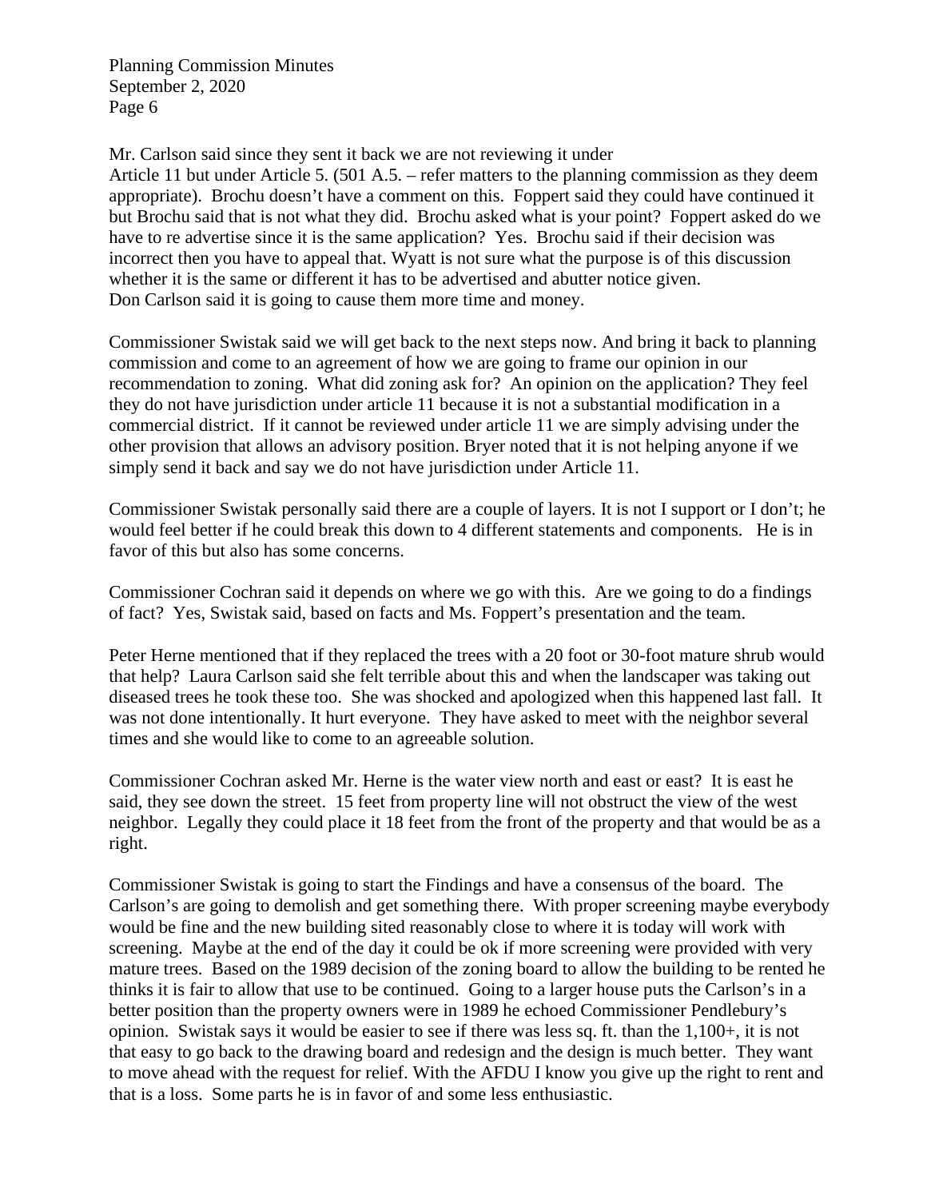Mr. Carlson said since they sent it back we are not reviewing it under Article 11 but under Article 5. (501 A.5. – refer matters to the planning commission as they deem appropriate). Brochu doesn't have a comment on this. Foppert said they could have continued it but Brochu said that is not what they did. Brochu asked what is your point? Foppert asked do we have to re advertise since it is the same application? Yes. Brochu said if their decision was incorrect then you have to appeal that. Wyatt is not sure what the purpose is of this discussion whether it is the same or different it has to be advertised and abutter notice given.
Don Carlson said it is going to cause them more time and money.

Commissioner Swistak said we will get back to the next steps now. And bring it back to planning commission and come to an agreement of how we are going to frame our opinion in our recommendation to zoning. What did zoning ask for? An opinion on the application? They feel they do not have jurisdiction under article 11 because it is not a substantial modification in a commercial district. If it cannot be reviewed under article 11 we are simply advising under the other provision that allows an advisory position. Bryer noted that it is not helping anyone if we simply send it back and say we do not have jurisdiction under Article 11.

Commissioner Swistak personally said there are a couple of layers. It is not I support or I don't; he would feel better if he could break this down to 4 different statements and components. He is in favor of this but also has some concerns.

Commissioner Cochran said it depends on where we go with this. Are we going to do a findings of fact? Yes, Swistak said, based on facts and Ms. Foppert's presentation and the team.

Peter Herne mentioned that if they replaced the trees with a 20 foot or 30-foot mature shrub would that help? Laura Carlson said she felt terrible about this and when the landscaper was taking out diseased trees he took these too. She was shocked and apologized when this happened last fall. It was not done intentionally. It hurt everyone. They have asked to meet with the neighbor several times and she would like to come to an agreeable solution.

Commissioner Cochran asked Mr. Herne is the water view north and east or east? It is east he said, they see down the street. 15 feet from property line will not obstruct the view of the west neighbor. Legally they could place it 18 feet from the front of the property and that would be as a right.

Commissioner Swistak is going to start the Findings and have a consensus of the board. The Carlson's are going to demolish and get something there. With proper screening maybe everybody would be fine and the new building sited reasonably close to where it is today will work with screening. Maybe at the end of the day it could be ok if more screening were provided with very mature trees. Based on the 1989 decision of the zoning board to allow the building to be rented he thinks it is fair to allow that use to be continued. Going to a larger house puts the Carlson's in a better position than the property owners were in 1989 he echoed Commissioner Pendlebury's opinion. Swistak says it would be easier to see if there was less sq. ft. than the 1,100+, it is not that easy to go back to the drawing board and redesign and the design is much better. They want to move ahead with the request for relief. With the AFDU I know you give up the right to rent and that is a loss. Some parts he is in favor of and some less enthusiastic.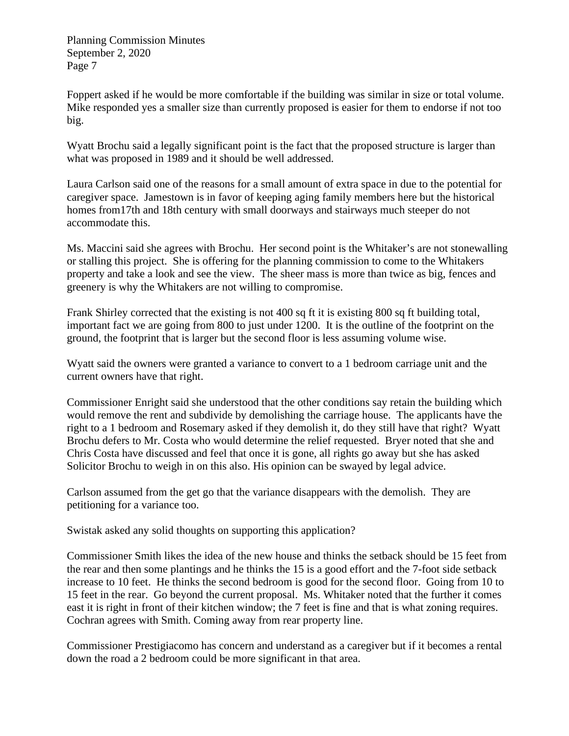Foppert asked if he would be more comfortable if the building was similar in size or total volume. Mike responded yes a smaller size than currently proposed is easier for them to endorse if not too big.

Wyatt Brochu said a legally significant point is the fact that the proposed structure is larger than what was proposed in 1989 and it should be well addressed.

Laura Carlson said one of the reasons for a small amount of extra space in due to the potential for caregiver space. Jamestown is in favor of keeping aging family members here but the historical homes from17th and 18th century with small doorways and stairways much steeper do not accommodate this.

Ms. Maccini said she agrees with Brochu. Her second point is the Whitaker's are not stonewalling or stalling this project. She is offering for the planning commission to come to the Whitakers property and take a look and see the view. The sheer mass is more than twice as big, fences and greenery is why the Whitakers are not willing to compromise.

Frank Shirley corrected that the existing is not 400 sq ft it is existing 800 sq ft building total, important fact we are going from 800 to just under 1200. It is the outline of the footprint on the ground, the footprint that is larger but the second floor is less assuming volume wise.

Wyatt said the owners were granted a variance to convert to a 1 bedroom carriage unit and the current owners have that right.

Commissioner Enright said she understood that the other conditions say retain the building which would remove the rent and subdivide by demolishing the carriage house. The applicants have the right to a 1 bedroom and Rosemary asked if they demolish it, do they still have that right? Wyatt Brochu defers to Mr. Costa who would determine the relief requested. Bryer noted that she and Chris Costa have discussed and feel that once it is gone, all rights go away but she has asked Solicitor Brochu to weigh in on this also. His opinion can be swayed by legal advice.

Carlson assumed from the get go that the variance disappears with the demolish. They are petitioning for a variance too.

Swistak asked any solid thoughts on supporting this application?

Commissioner Smith likes the idea of the new house and thinks the setback should be 15 feet from the rear and then some plantings and he thinks the 15 is a good effort and the 7-foot side setback increase to 10 feet. He thinks the second bedroom is good for the second floor. Going from 10 to 15 feet in the rear. Go beyond the current proposal. Ms. Whitaker noted that the further it comes east it is right in front of their kitchen window; the 7 feet is fine and that is what zoning requires. Cochran agrees with Smith. Coming away from rear property line.

Commissioner Prestigiacomo has concern and understand as a caregiver but if it becomes a rental down the road a 2 bedroom could be more significant in that area.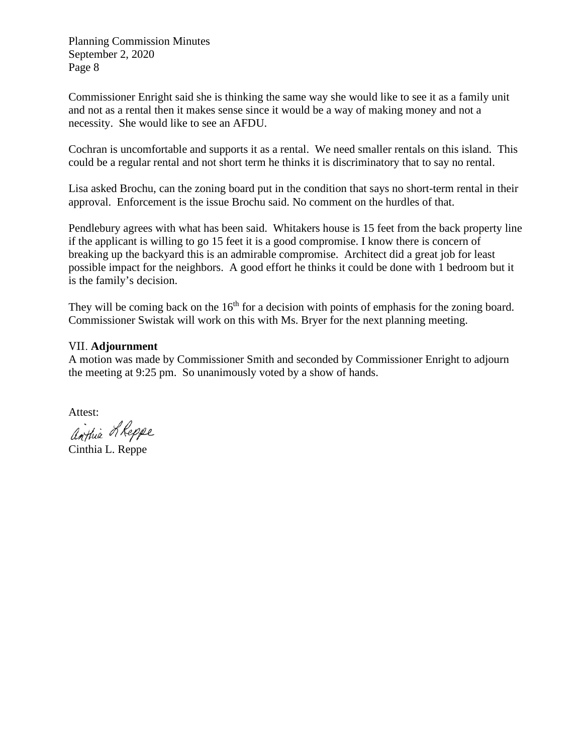Commissioner Enright said she is thinking the same way she would like to see it as a family unit and not as a rental then it makes sense since it would be a way of making money and not a necessity. She would like to see an AFDU.

Cochran is uncomfortable and supports it as a rental. We need smaller rentals on this island. This could be a regular rental and not short term he thinks it is discriminatory that to say no rental.

Lisa asked Brochu, can the zoning board put in the condition that says no short-term rental in their approval. Enforcement is the issue Brochu said. No comment on the hurdles of that.

Pendlebury agrees with what has been said. Whitakers house is 15 feet from the back property line if the applicant is willing to go 15 feet it is a good compromise. I know there is concern of breaking up the backyard this is an admirable compromise. Architect did a great job for least possible impact for the neighbors. A good effort he thinks it could be done with 1 bedroom but it is the family's decision.

They will be coming back on the 16th for a decision with points of emphasis for the zoning board. Commissioner Swistak will work on this with Ms. Bryer for the next planning meeting.

## VII. **Adjournment**

A motion was made by Commissioner Smith and seconded by Commissioner Enright to adjourn the meeting at 9:25 pm. So unanimously voted by a show of hands.

Attest:

Cinthia L. Reppe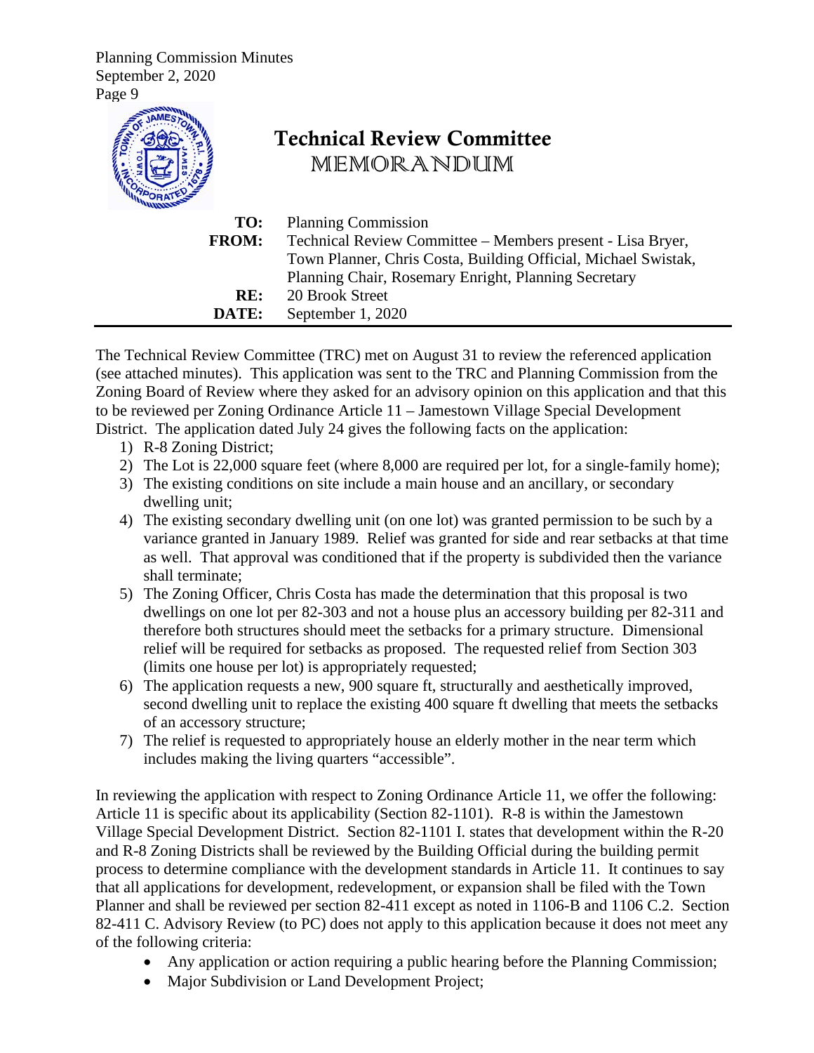# Technical Review Committee

## MEMORANDUM

|  |  |
|---|---|
| **TO:** | Planning Commission |
| **FROM:** | Technical Review Committee – Members present - Lisa Bryer, Town Planner, Chris Costa, Building Official, Michael Swistak, Planning Chair, Rosemary Enright, Planning Secretary |
| **RE:** | 20 Brook Street |
| **DATE:** | September 1, 2020 |

---

The Technical Review Committee (TRC) met on August 31 to review the referenced application (see attached minutes). This application was sent to the TRC and Planning Commission from the Zoning Board of Review where they asked for an advisory opinion on this application and that this to be reviewed per Zoning Ordinance Article 11 – Jamestown Village Special Development District. The application dated July 24 gives the following facts on the application:

1) R-8 Zoning District;
2) The Lot is 22,000 square feet (where 8,000 are required per lot, for a single-family home);
3) The existing conditions on site include a main house and an ancillary, or secondary dwelling unit;
4) The existing secondary dwelling unit (on one lot) was granted permission to be such by a variance granted in January 1989. Relief was granted for side and rear setbacks at that time as well. That approval was conditioned that if the property is subdivided then the variance shall terminate;
5) The Zoning Officer, Chris Costa has made the determination that this proposal is two dwellings on one lot per 82-303 and not a house plus an accessory building per 82-311 and therefore both structures should meet the setbacks for a primary structure. Dimensional relief will be required for setbacks as proposed. The requested relief from Section 303 (limits one house per lot) is appropriately requested;
6) The application requests a new, 900 square ft, structurally and aesthetically improved, second dwelling unit to replace the existing 400 square ft dwelling that meets the setbacks of an accessory structure;
7) The relief is requested to appropriately house an elderly mother in the near term which includes making the living quarters "accessible".

In reviewing the application with respect to Zoning Ordinance Article 11, we offer the following: Article 11 is specific about its applicability (Section 82-1101). R-8 is within the Jamestown Village Special Development District. Section 82-1101 I. states that development within the R-20 and R-8 Zoning Districts shall be reviewed by the Building Official during the building permit process to determine compliance with the development standards in Article 11. It continues to say that all applications for development, redevelopment, or expansion shall be filed with the Town Planner and shall be reviewed per section 82-411 except as noted in 1106-B and 1106 C.2. Section 82-411 C. Advisory Review (to PC) does not apply to this application because it does not meet any of the following criteria:

- Any application or action requiring a public hearing before the Planning Commission;
- Major Subdivision or Land Development Project;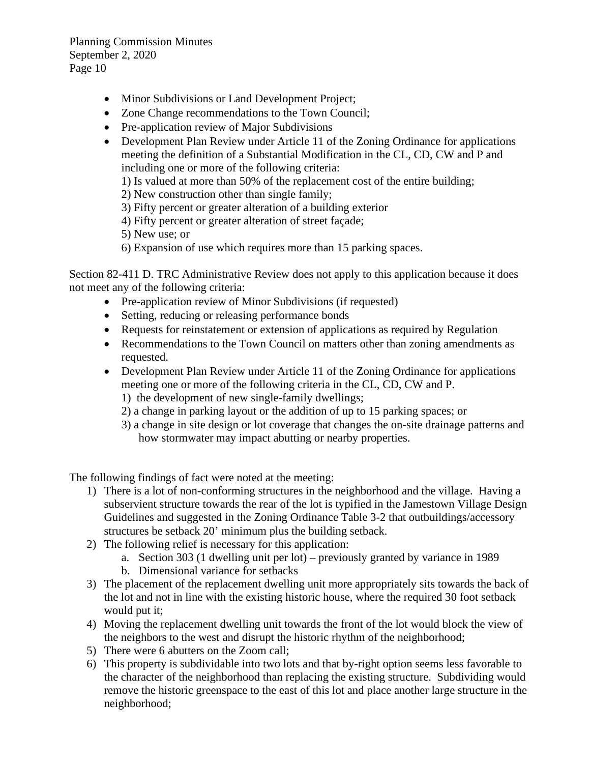- Minor Subdivisions or Land Development Project;
- Zone Change recommendations to the Town Council;
- Pre-application review of Major Subdivisions
- Development Plan Review under Article 11 of the Zoning Ordinance for applications meeting the definition of a Substantial Modification in the CL, CD, CW and P and including one or more of the following criteria:
  1) Is valued at more than 50% of the replacement cost of the entire building;
  2) New construction other than single family;
  3) Fifty percent or greater alteration of a building exterior
  4) Fifty percent or greater alteration of street façade;
  5) New use; or
  6) Expansion of use which requires more than 15 parking spaces.

Section 82-411 D. TRC Administrative Review does not apply to this application because it does not meet any of the following criteria:

- Pre-application review of Minor Subdivisions (if requested)
- Setting, reducing or releasing performance bonds
- Requests for reinstatement or extension of applications as required by Regulation
- Recommendations to the Town Council on matters other than zoning amendments as requested.
- Development Plan Review under Article 11 of the Zoning Ordinance for applications meeting one or more of the following criteria in the CL, CD, CW and P.
  1) the development of new single-family dwellings;
  2) a change in parking layout or the addition of up to 15 parking spaces; or
  3) a change in site design or lot coverage that changes the on-site drainage patterns and how stormwater may impact abutting or nearby properties.

The following findings of fact were noted at the meeting:

1) There is a lot of non-conforming structures in the neighborhood and the village. Having a subservient structure towards the rear of the lot is typified in the Jamestown Village Design Guidelines and suggested in the Zoning Ordinance Table 3-2 that outbuildings/accessory structures be setback 20' minimum plus the building setback.
2) The following relief is necessary for this application:
   a. Section 303 (1 dwelling unit per lot) – previously granted by variance in 1989
   b. Dimensional variance for setbacks
3) The placement of the replacement dwelling unit more appropriately sits towards the back of the lot and not in line with the existing historic house, where the required 30 foot setback would put it;
4) Moving the replacement dwelling unit towards the front of the lot would block the view of the neighbors to the west and disrupt the historic rhythm of the neighborhood;
5) There were 6 abutters on the Zoom call;
6) This property is subdividable into two lots and that by-right option seems less favorable to the character of the neighborhood than replacing the existing structure. Subdividing would remove the historic greenspace to the east of this lot and place another large structure in the neighborhood;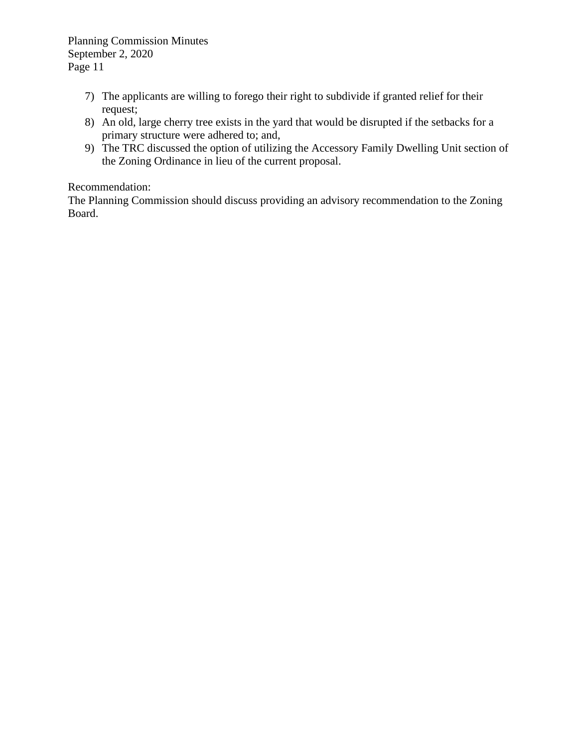7) The applicants are willing to forego their right to subdivide if granted relief for their request;
8) An old, large cherry tree exists in the yard that would be disrupted if the setbacks for a primary structure were adhered to; and,
9) The TRC discussed the option of utilizing the Accessory Family Dwelling Unit section of the Zoning Ordinance in lieu of the current proposal.

Recommendation:
The Planning Commission should discuss providing an advisory recommendation to the Zoning Board.